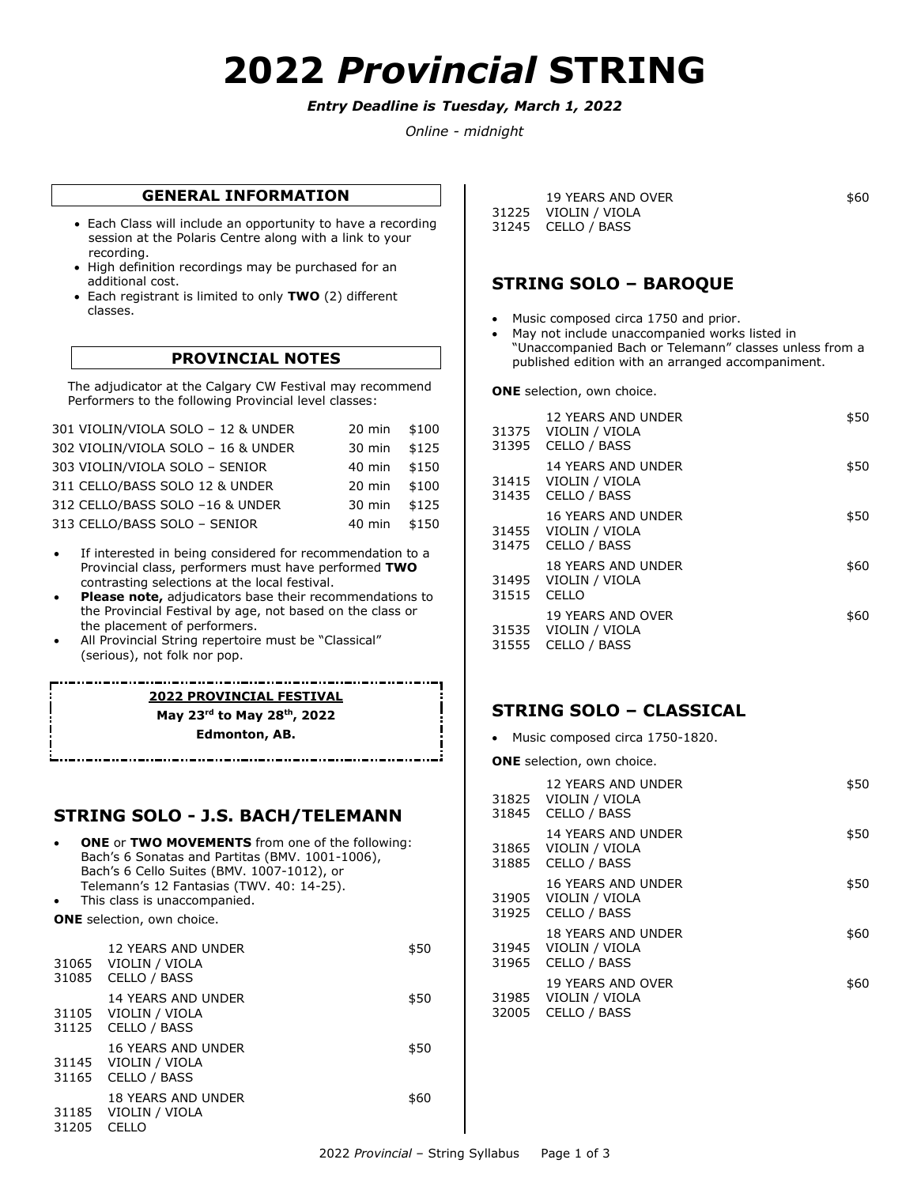# 2022 *Provincial* STRING

***Entry Deadline is Tuesday, March 1, 2022***

*Online - midnight*

## GENERAL INFORMATION

- Each Class will include an opportunity to have a recording session at the Polaris Centre along with a link to your recording.
- High definition recordings may be purchased for an additional cost.
- Each registrant is limited to only **TWO** (2) different classes.

## PROVINCIAL NOTES

The adjudicator at the Calgary CW Festival may recommend Performers to the following Provincial level classes:

| | | |
|---|---|---|
| 301 VIOLIN/VIOLA SOLO – 12 & UNDER | 20 min | $100 |
| 302 VIOLIN/VIOLA SOLO – 16 & UNDER | 30 min | $125 |
| 303 VIOLIN/VIOLA SOLO – SENIOR | 40 min | $150 |
| 311 CELLO/BASS SOLO 12 & UNDER | 20 min | $100 |
| 312 CELLO/BASS SOLO –16 & UNDER | 30 min | $125 |
| 313 CELLO/BASS SOLO – SENIOR | 40 min | $150 |

- If interested in being considered for recommendation to a Provincial class, performers must have performed **TWO** contrasting selections at the local festival.
- **Please note,** adjudicators base their recommendations to the Provincial Festival by age, not based on the class or the placement of performers.
- All Provincial String repertoire must be "Classical" (serious), not folk nor pop.

**2022 PROVINCIAL FESTIVAL**

**May 23rd to May 28th, 2022**

**Edmonton, AB.**

## STRING SOLO - J.S. BACH/TELEMANN

- **ONE** or **TWO MOVEMENTS** from one of the following: Bach's 6 Sonatas and Partitas (BMV. 1001-1006), Bach's 6 Cello Suites (BMV. 1007-1012), or Telemann's 12 Fantasias (TWV. 40: 14-25).
- This class is unaccompanied.

**ONE** selection, own choice.

| | | |
|---|---|---|
| | 12 YEARS AND UNDER | $50 |
| 31065 | VIOLIN / VIOLA | |
| 31085 | CELLO / BASS | |
| | 14 YEARS AND UNDER | $50 |
| 31105 | VIOLIN / VIOLA | |
| 31125 | CELLO / BASS | |
| | 16 YEARS AND UNDER | $50 |
| 31145 | VIOLIN / VIOLA | |
| 31165 | CELLO / BASS | |
| | 18 YEARS AND UNDER | $60 |
| 31185 | VIOLIN / VIOLA | |
| 31205 | CELLO | |
| | 19 YEARS AND OVER | $60 |
| 31225 | VIOLIN / VIOLA | |
| 31245 | CELLO / BASS | |

## STRING SOLO – BAROQUE

- Music composed circa 1750 and prior.
- May not include unaccompanied works listed in "Unaccompanied Bach or Telemann" classes unless from a published edition with an arranged accompaniment.

**ONE** selection, own choice.

| | | |
|---|---|---|
| | 12 YEARS AND UNDER | $50 |
| 31375 | VIOLIN / VIOLA | |
| 31395 | CELLO / BASS | |
| | 14 YEARS AND UNDER | $50 |
| 31415 | VIOLIN / VIOLA | |
| 31435 | CELLO / BASS | |
| | 16 YEARS AND UNDER | $50 |
| 31455 | VIOLIN / VIOLA | |
| 31475 | CELLO / BASS | |
| | 18 YEARS AND UNDER | $60 |
| 31495 | VIOLIN / VIOLA | |
| 31515 | CELLO | |
| | 19 YEARS AND OVER | $60 |
| 31535 | VIOLIN / VIOLA | |
| 31555 | CELLO / BASS | |

## STRING SOLO – CLASSICAL

- Music composed circa 1750-1820.

**ONE** selection, own choice.

| | | |
|---|---|---|
| | 12 YEARS AND UNDER | $50 |
| 31825 | VIOLIN / VIOLA | |
| 31845 | CELLO / BASS | |
| | 14 YEARS AND UNDER | $50 |
| 31865 | VIOLIN / VIOLA | |
| 31885 | CELLO / BASS | |
| | 16 YEARS AND UNDER | $50 |
| 31905 | VIOLIN / VIOLA | |
| 31925 | CELLO / BASS | |
| | 18 YEARS AND UNDER | $60 |
| 31945 | VIOLIN / VIOLA | |
| 31965 | CELLO / BASS | |
| | 19 YEARS AND OVER | $60 |
| 31985 | VIOLIN / VIOLA | |
| 32005 | CELLO / BASS | |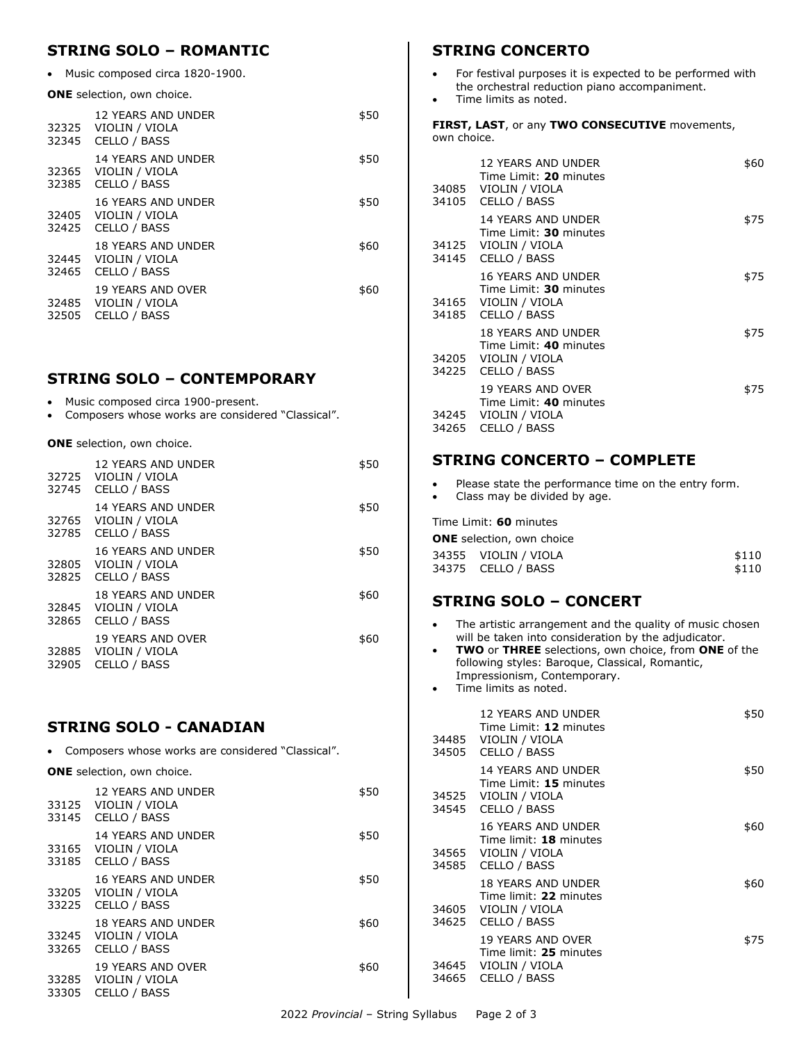## STRING SOLO – ROMANTIC

- Music composed circa 1820-1900.

**ONE** selection, own choice.

| | | |
|---|---|---|
| | 12 YEARS AND UNDER | $50 |
| 32325 | VIOLIN / VIOLA | |
| 32345 | CELLO / BASS | |
| | 14 YEARS AND UNDER | $50 |
| 32365 | VIOLIN / VIOLA | |
| 32385 | CELLO / BASS | |
| | 16 YEARS AND UNDER | $50 |
| 32405 | VIOLIN / VIOLA | |
| 32425 | CELLO / BASS | |
| | 18 YEARS AND UNDER | $60 |
| 32445 | VIOLIN / VIOLA | |
| 32465 | CELLO / BASS | |
| | 19 YEARS AND OVER | $60 |
| 32485 | VIOLIN / VIOLA | |
| 32505 | CELLO / BASS | |

## STRING SOLO – CONTEMPORARY

- Music composed circa 1900-present.
- Composers whose works are considered "Classical".

**ONE** selection, own choice.

| | | |
|---|---|---|
| | 12 YEARS AND UNDER | $50 |
| 32725 | VIOLIN / VIOLA | |
| 32745 | CELLO / BASS | |
| | 14 YEARS AND UNDER | $50 |
| 32765 | VIOLIN / VIOLA | |
| 32785 | CELLO / BASS | |
| | 16 YEARS AND UNDER | $50 |
| 32805 | VIOLIN / VIOLA | |
| 32825 | CELLO / BASS | |
| | 18 YEARS AND UNDER | $60 |
| 32845 | VIOLIN / VIOLA | |
| 32865 | CELLO / BASS | |
| | 19 YEARS AND OVER | $60 |
| 32885 | VIOLIN / VIOLA | |
| 32905 | CELLO / BASS | |

## STRING SOLO - CANADIAN

- Composers whose works are considered "Classical".

**ONE** selection, own choice.

| | | |
|---|---|---|
| | 12 YEARS AND UNDER | $50 |
| 33125 | VIOLIN / VIOLA | |
| 33145 | CELLO / BASS | |
| | 14 YEARS AND UNDER | $50 |
| 33165 | VIOLIN / VIOLA | |
| 33185 | CELLO / BASS | |
| | 16 YEARS AND UNDER | $50 |
| 33205 | VIOLIN / VIOLA | |
| 33225 | CELLO / BASS | |
| | 18 YEARS AND UNDER | $60 |
| 33245 | VIOLIN / VIOLA | |
| 33265 | CELLO / BASS | |
| | 19 YEARS AND OVER | $60 |
| 33285 | VIOLIN / VIOLA | |
| 33305 | CELLO / BASS | |

## STRING CONCERTO

- For festival purposes it is expected to be performed with the orchestral reduction piano accompaniment.
- Time limits as noted.

**FIRST, LAST**, or any **TWO CONSECUTIVE** movements, own choice.

| | | |
|---|---|---|
| | 12 YEARS AND UNDER<br>Time Limit: **20** minutes | $60 |
| 34085 | VIOLIN / VIOLA | |
| 34105 | CELLO / BASS | |
| | 14 YEARS AND UNDER<br>Time Limit: **30** minutes | $75 |
| 34125 | VIOLIN / VIOLA | |
| 34145 | CELLO / BASS | |
| | 16 YEARS AND UNDER<br>Time Limit: **30** minutes | $75 |
| 34165 | VIOLIN / VIOLA | |
| 34185 | CELLO / BASS | |
| | 18 YEARS AND UNDER<br>Time Limit: **40** minutes | $75 |
| 34205 | VIOLIN / VIOLA | |
| 34225 | CELLO / BASS | |
| | 19 YEARS AND OVER<br>Time Limit: **40** minutes | $75 |
| 34245 | VIOLIN / VIOLA | |
| 34265 | CELLO / BASS | |

## STRING CONCERTO – COMPLETE

- Please state the performance time on the entry form.
- Class may be divided by age.

Time Limit: **60** minutes

**ONE** selection, own choice

| | | |
|---|---|---|
| 34355 | VIOLIN / VIOLA | $110 |
| 34375 | CELLO / BASS | $110 |

## STRING SOLO – CONCERT

- The artistic arrangement and the quality of music chosen will be taken into consideration by the adjudicator.
- **TWO** or **THREE** selections, own choice, from **ONE** of the following styles: Baroque, Classical, Romantic, Impressionism, Contemporary.
- Time limits as noted.

| | | |
|---|---|---|
| | 12 YEARS AND UNDER<br>Time Limit: **12** minutes | $50 |
| 34485 | VIOLIN / VIOLA | |
| 34505 | CELLO / BASS | |
| | 14 YEARS AND UNDER<br>Time Limit: **15** minutes | $50 |
| 34525 | VIOLIN / VIOLA | |
| 34545 | CELLO / BASS | |
| | 16 YEARS AND UNDER<br>Time limit: **18** minutes | $60 |
| 34565 | VIOLIN / VIOLA | |
| 34585 | CELLO / BASS | |
| | 18 YEARS AND UNDER<br>Time limit: **22** minutes | $60 |
| 34605 | VIOLIN / VIOLA | |
| 34625 | CELLO / BASS | |
| | 19 YEARS AND OVER<br>Time limit: **25** minutes | $75 |
| 34645 | VIOLIN / VIOLA | |
| 34665 | CELLO / BASS | |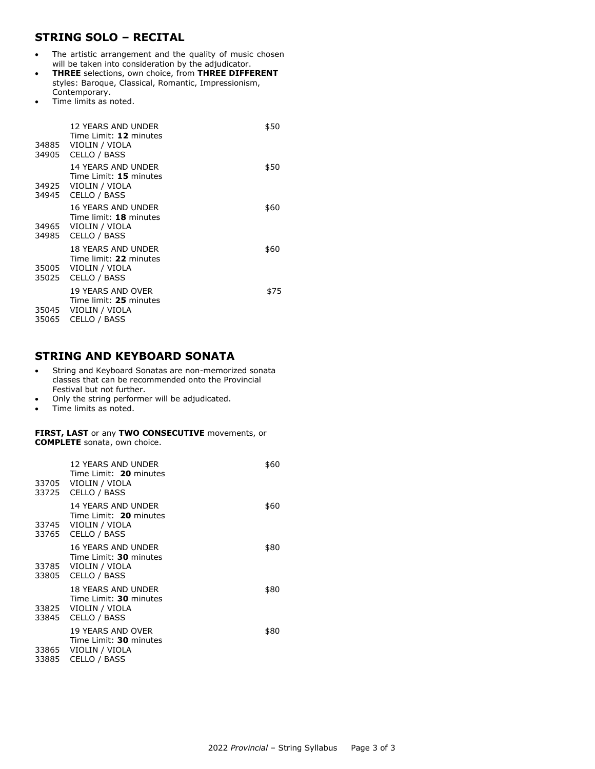## STRING SOLO – RECITAL

- The artistic arrangement and the quality of music chosen will be taken into consideration by the adjudicator.
- **THREE** selections, own choice, from **THREE DIFFERENT** styles: Baroque, Classical, Romantic, Impressionism, Contemporary.
- Time limits as noted.

| | | |
|---|---|---|
| | 12 YEARS AND UNDER<br>Time Limit: **12** minutes | $50 |
| 34885 | VIOLIN / VIOLA | |
| 34905 | CELLO / BASS | |
| | 14 YEARS AND UNDER<br>Time Limit: **15** minutes | $50 |
| 34925 | VIOLIN / VIOLA | |
| 34945 | CELLO / BASS | |
| | 16 YEARS AND UNDER<br>Time limit: **18** minutes | $60 |
| 34965 | VIOLIN / VIOLA | |
| 34985 | CELLO / BASS | |
| | 18 YEARS AND UNDER<br>Time limit: **22** minutes | $60 |
| 35005 | VIOLIN / VIOLA | |
| 35025 | CELLO / BASS | |
| | 19 YEARS AND OVER<br>Time limit: **25** minutes | $75 |
| 35045 | VIOLIN / VIOLA | |
| 35065 | CELLO / BASS | |

## STRING AND KEYBOARD SONATA

- String and Keyboard Sonatas are non-memorized sonata classes that can be recommended onto the Provincial Festival but not further.
- Only the string performer will be adjudicated.
- Time limits as noted.

**FIRST, LAST** or any **TWO CONSECUTIVE** movements, or **COMPLETE** sonata, own choice.

| | | |
|---|---|---|
| | 12 YEARS AND UNDER<br>Time Limit: **20** minutes | $60 |
| 33705 | VIOLIN / VIOLA | |
| 33725 | CELLO / BASS | |
| | 14 YEARS AND UNDER<br>Time Limit: **20** minutes | $60 |
| 33745 | VIOLIN / VIOLA | |
| 33765 | CELLO / BASS | |
| | 16 YEARS AND UNDER<br>Time Limit: **30** minutes | $80 |
| 33785 | VIOLIN / VIOLA | |
| 33805 | CELLO / BASS | |
| | 18 YEARS AND UNDER<br>Time Limit: **30** minutes | $80 |
| 33825 | VIOLIN / VIOLA | |
| 33845 | CELLO / BASS | |
| | 19 YEARS AND OVER<br>Time Limit: **30** minutes | $80 |
| 33865 | VIOLIN / VIOLA | |
| 33885 | CELLO / BASS | |